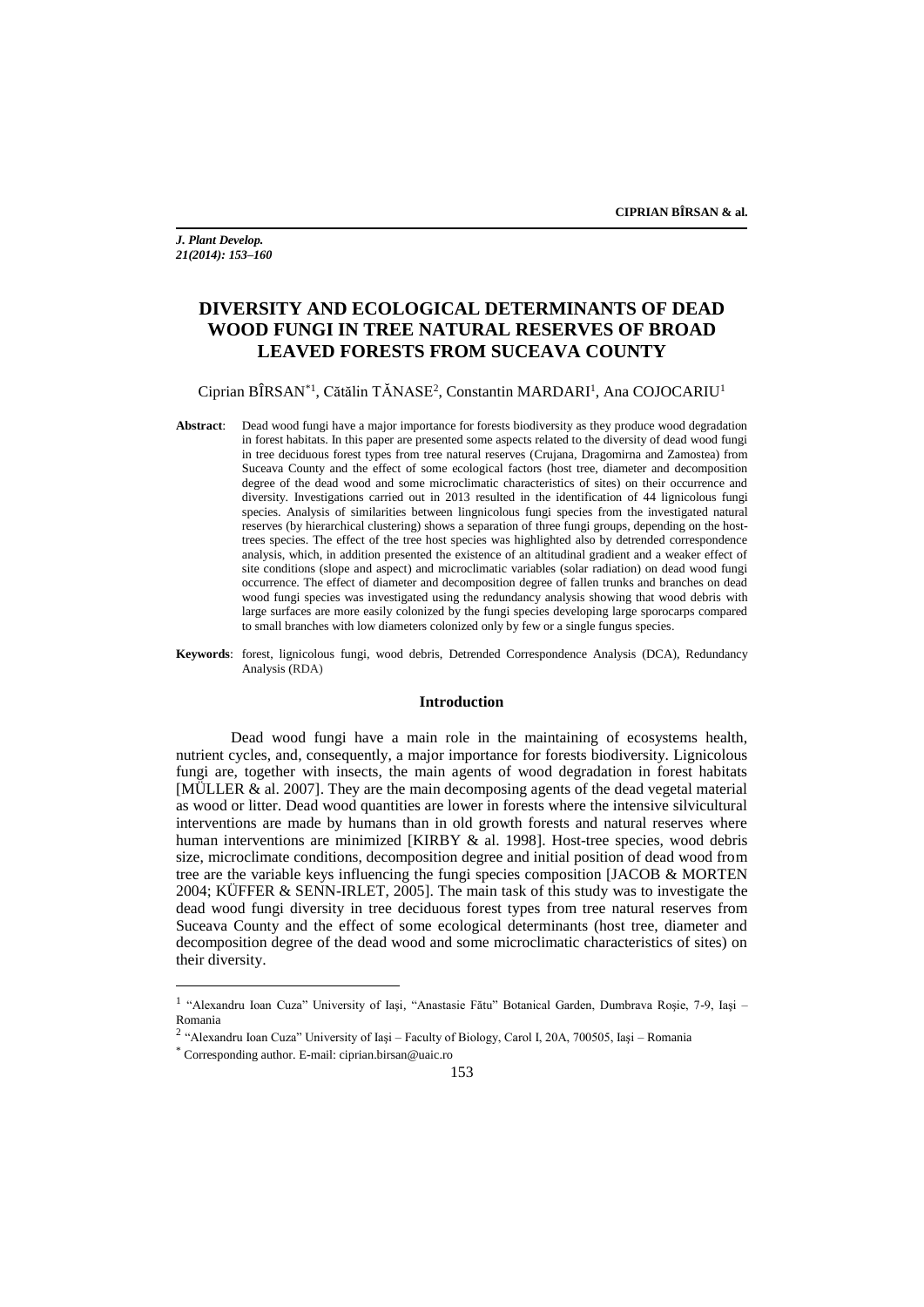# DIVERSITY AND ECOLOGICAL DETERMINANTS OF DEAD WOOD FUNGI IN TREE NATURAL RESERVES OF BROAD LEAVED FORESTS FROM SUCEAVA COUNTY

Ciprian BÎRSAN[*1], Cătălin TĂNASE[2], Constantin MARDARI[1], Ana COJOCARIU[1]

**Abstract**: Dead wood fungi have a major importance for forests biodiversity as they produce wood degradation in forest habitats. In this paper are presented some aspects related to the diversity of dead wood fungi in tree deciduous forest types from tree natural reserves (Crujana, Dragomirna and Zamostea) from Suceava County and the effect of some ecological factors (host tree, diameter and decomposition degree of the dead wood and some microclimatic characteristics of sites) on their occurrence and diversity. Investigations carried out in 2013 resulted in the identification of 44 lignicolous fungi species. Analysis of similarities between lingnicolous fungi species from the investigated natural reserves (by hierarchical clustering) shows a separation of three fungi groups, depending on the host-trees species. The effect of the tree host species was highlighted also by detrended correspondence analysis, which, in addition presented the existence of an altitudinal gradient and a weaker effect of site conditions (slope and aspect) and microclimatic variables (solar radiation) on dead wood fungi occurrence. The effect of diameter and decomposition degree of fallen trunks and branches on dead wood fungi species was investigated using the redundancy analysis showing that wood debris with large surfaces are more easily colonized by the fungi species developing large sporocarps compared to small branches with low diameters colonized only by few or a single fungus species.

**Keywords**: forest, lignicolous fungi, wood debris, Detrended Correspondence Analysis (DCA), Redundancy Analysis (RDA)

## Introduction

Dead wood fungi have a main role in the maintaining of ecosystems health, nutrient cycles, and, consequently, a major importance for forests biodiversity. Lignicolous fungi are, together with insects, the main agents of wood degradation in forest habitats [MÜLLER & al. 2007]. They are the main decomposing agents of the dead vegetal material as wood or litter. Dead wood quantities are lower in forests where the intensive silvicultural interventions are made by humans than in old growth forests and natural reserves where human interventions are minimized [KIRBY & al. 1998]. Host-tree species, wood debris size, microclimate conditions, decomposition degree and initial position of dead wood from tree are the variable keys influencing the fungi species composition [JACOB & MORTEN 2004; KÜFFER & SENN-IRLET, 2005]. The main task of this study was to investigate the dead wood fungi diversity in tree deciduous forest types from tree natural reserves from Suceava County and the effect of some ecological determinants (host tree, diameter and decomposition degree of the dead wood and some microclimatic characteristics of sites) on their diversity.

[1] "Alexandru Ioan Cuza" University of Iaşi, "Anastasie Fătu" Botanical Garden, Dumbrava Roşie, 7-9, Iaşi – Romania

[2] "Alexandru Ioan Cuza" University of Iaşi – Faculty of Biology, Carol I, 20A, 700505, Iaşi – Romania

[*] Corresponding author. E-mail: ciprian.birsan@uaic.ro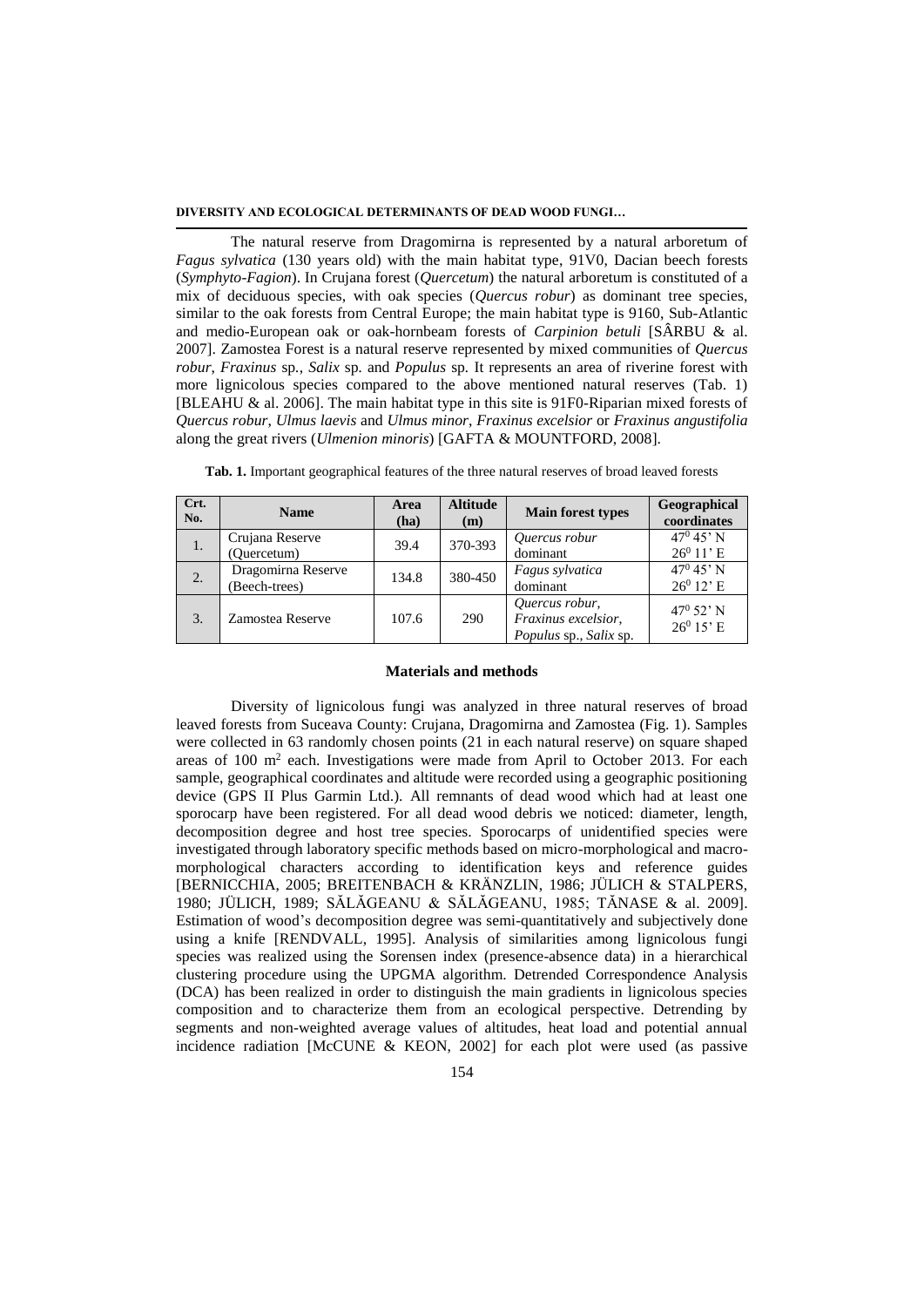The natural reserve from Dragomirna is represented by a natural arboretum of *Fagus sylvatica* (130 years old) with the main habitat type, 91V0, Dacian beech forests (*Symphyto-Fagion*). In Crujana forest (*Quercetum*) the natural arboretum is constituted of a mix of deciduous species, with oak species (*Quercus robur*) as dominant tree species, similar to the oak forests from Central Europe; the main habitat type is 9160, Sub-Atlantic and medio-European oak or oak-hornbeam forests of *Carpinion betuli* [SÂRBU & al. 2007]. Zamostea Forest is a natural reserve represented by mixed communities of *Quercus robur*, *Fraxinus* sp., *Salix* sp. and *Populus* sp. It represents an area of riverine forest with more lignicolous species compared to the above mentioned natural reserves (Tab. 1) [BLEAHU & al. 2006]. The main habitat type in this site is 91F0-Riparian mixed forests of *Quercus robur*, *Ulmus laevis* and *Ulmus minor*, *Fraxinus excelsior* or *Fraxinus angustifolia* along the great rivers (*Ulmenion minoris*) [GAFTA & MOUNTFORD, 2008].

**Tab. 1.** Important geographical features of the three natural reserves of broad leaved forests

| Crt. No. | Name | Area (ha) | Altitude (m) | Main forest types | Geographical coordinates |
|---|---|---|---|---|---|
| 1. | Crujana Reserve (Quercetum) | 39.4 | 370-393 | *Quercus robur* dominant | $47^0$ 45' N $26^0$ 11' E |
| 2. | Dragomirna Reserve (Beech-trees) | 134.8 | 380-450 | *Fagus sylvatica* dominant | $47^0$ 45' N $26^0$ 12' E |
| 3. | Zamostea Reserve | 107.6 | 290 | *Quercus robur*, *Fraxinus excelsior*, *Populus* sp., *Salix* sp. | $47^0$ 52' N $26^0$ 15' E |

## Materials and methods

Diversity of lignicolous fungi was analyzed in three natural reserves of broad leaved forests from Suceava County: Crujana, Dragomirna and Zamostea (Fig. 1). Samples were collected in 63 randomly chosen points (21 in each natural reserve) on square shaped areas of 100 m$^2$ each. Investigations were made from April to October 2013. For each sample, geographical coordinates and altitude were recorded using a geographic positioning device (GPS II Plus Garmin Ltd.). All remnants of dead wood which had at least one sporocarp have been registered. For all dead wood debris we noticed: diameter, length, decomposition degree and host tree species. Sporocarps of unidentified species were investigated through laboratory specific methods based on micro-morphological and macro-morphological characters according to identification keys and reference guides [BERNICCHIA, 2005; BREITENBACH & KRÄNZLIN, 1986; JÜLICH & STALPERS, 1980; JÜLICH, 1989; SĂLĂGEANU & SĂLĂGEANU, 1985; TĂNASE & al. 2009]. Estimation of wood's decomposition degree was semi-quantitatively and subjectively done using a knife [RENDVALL, 1995]. Analysis of similarities among lignicolous fungi species was realized using the Sorensen index (presence-absence data) in a hierarchical clustering procedure using the UPGMA algorithm. Detrended Correspondence Analysis (DCA) has been realized in order to distinguish the main gradients in lignicolous species composition and to characterize them from an ecological perspective. Detrending by segments and non-weighted average values of altitudes, heat load and potential annual incidence radiation [McCUNE & KEON, 2002] for each plot were used (as passive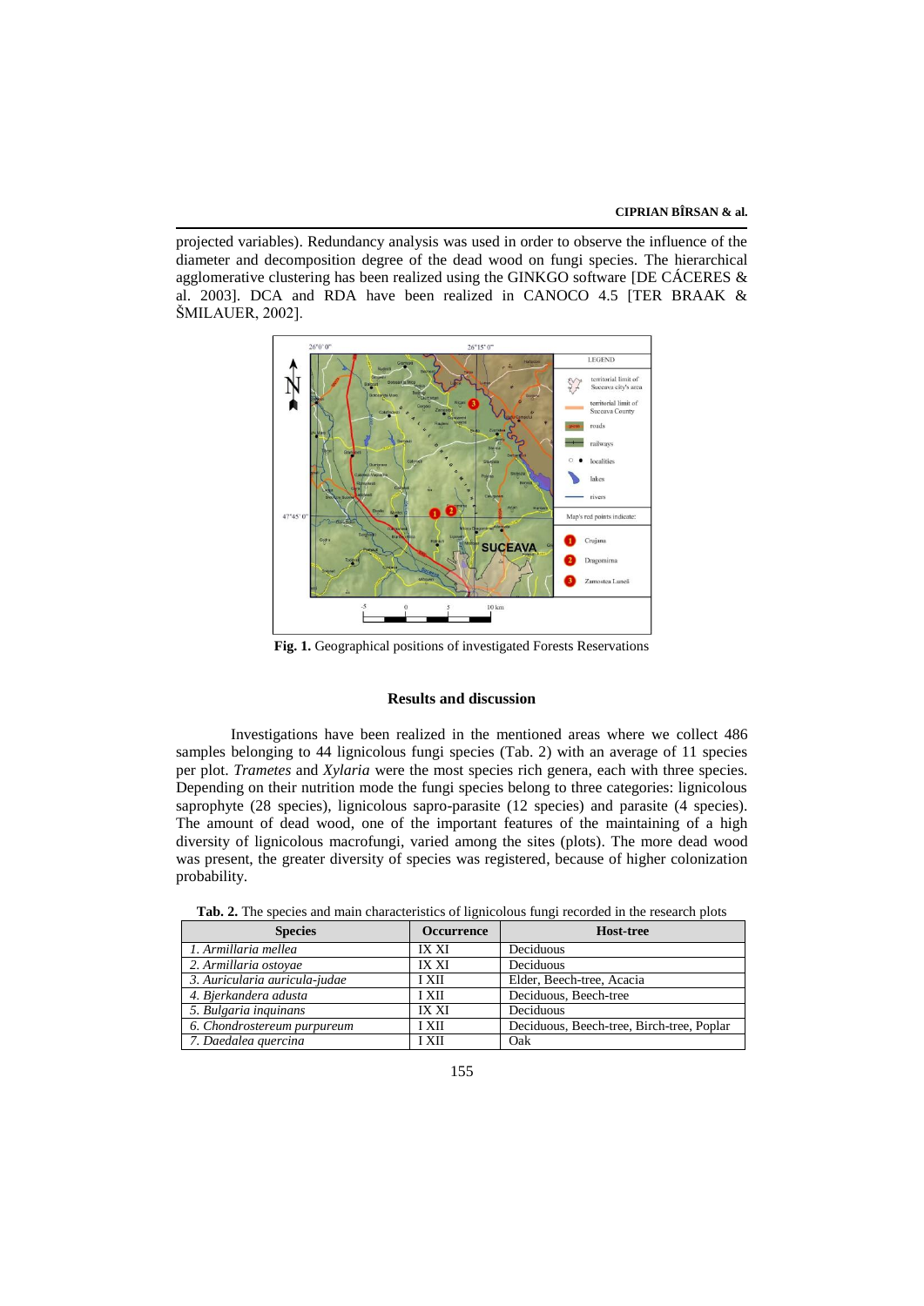projected variables). Redundancy analysis was used in order to observe the influence of the diameter and decomposition degree of the dead wood on fungi species. The hierarchical agglomerative clustering has been realized using the GINKGO software [DE CÁCERES & al. 2003]. DCA and RDA have been realized in CANOCO 4.5 [TER BRAAK & ŠMILAUER, 2002].

**Fig. 1.** Geographical positions of investigated Forests Reservations

## Results and discussion

Investigations have been realized in the mentioned areas where we collect 486 samples belonging to 44 lignicolous fungi species (Tab. 2) with an average of 11 species per plot. *Trametes* and *Xylaria* were the most species rich genera, each with three species. Depending on their nutrition mode the fungi species belong to three categories: lignicolous saprophyte (28 species), lignicolous sapro-parasite (12 species) and parasite (4 species). The amount of dead wood, one of the important features of the maintaining of a high diversity of lignicolous macrofungi, varied among the sites (plots). The more dead wood was present, the greater diversity of species was registered, because of higher colonization probability.

**Tab. 2.** The species and main characteristics of lignicolous fungi recorded in the research plots

| Species | Occurrence | Host-tree |
|---|---|---|
| *1. Armillaria mellea* | IX XI | Deciduous |
| *2. Armillaria ostoyae* | IX XI | Deciduous |
| *3. Auricularia auricula-judae* | I XII | Elder, Beech-tree, Acacia |
| *4. Bjerkandera adusta* | I XII | Deciduous, Beech-tree |
| *5. Bulgaria inquinans* | IX XI | Deciduous |
| *6. Chondrostereum purpureum* | I XII | Deciduous, Beech-tree, Birch-tree, Poplar |
| *7. Daedalea quercina* | I XII | Oak |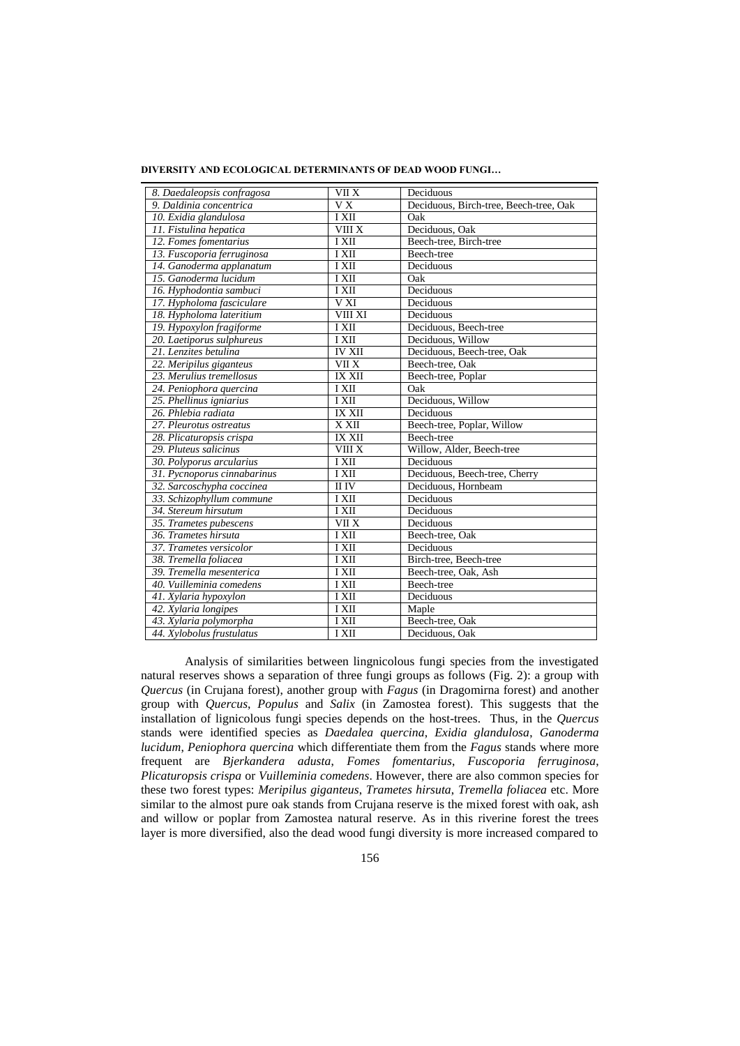| | | |
|---|---|---|
| *8. Daedaleopsis confragosa* | VII X | Deciduous |
| *9. Daldinia concentrica* | V X | Deciduous, Birch-tree, Beech-tree, Oak |
| *10. Exidia glandulosa* | I XII | Oak |
| *11. Fistulina hepatica* | VIII X | Deciduous, Oak |
| *12. Fomes fomentarius* | I XII | Beech-tree, Birch-tree |
| *13. Fuscoporia ferruginosa* | I XII | Beech-tree |
| *14. Ganoderma applanatum* | I XII | Deciduous |
| *15. Ganoderma lucidum* | I XII | Oak |
| *16. Hyphodontia sambuci* | I XII | Deciduous |
| *17. Hypholoma fasciculare* | V XI | Deciduous |
| *18. Hypholoma lateritium* | VIII XI | Deciduous |
| *19. Hypoxylon fragiforme* | I XII | Deciduous, Beech-tree |
| *20. Laetiporus sulphureus* | I XII | Deciduous, Willow |
| *21. Lenzites betulina* | IV XII | Deciduous, Beech-tree, Oak |
| *22. Meripilus giganteus* | VII X | Beech-tree, Oak |
| *23. Merulius tremellosus* | IX XII | Beech-tree, Poplar |
| *24. Peniophora quercina* | I XII | Oak |
| *25. Phellinus igniarius* | I XII | Deciduous, Willow |
| *26. Phlebia radiata* | IX XII | Deciduous |
| *27. Pleurotus ostreatus* | X XII | Beech-tree, Poplar, Willow |
| *28. Plicaturopsis crispa* | IX XII | Beech-tree |
| *29. Pluteus salicinus* | VIII X | Willow, Alder, Beech-tree |
| *30. Polyporus arcularius* | I XII | Deciduous |
| *31. Pycnoporus cinnabarinus* | I XII | Deciduous, Beech-tree, Cherry |
| *32. Sarcoschypha coccinea* | II IV | Deciduous, Hornbeam |
| *33. Schizophyllum commune* | I XII | Deciduous |
| *34. Stereum hirsutum* | I XII | Deciduous |
| *35. Trametes pubescens* | VII X | Deciduous |
| *36. Trametes hirsuta* | I XII | Beech-tree, Oak |
| *37. Trametes versicolor* | I XII | Deciduous |
| *38. Tremella foliacea* | I XII | Birch-tree, Beech-tree |
| *39. Tremella mesenterica* | I XII | Beech-tree, Oak, Ash |
| *40. Vuilleminia comedens* | I XII | Beech-tree |
| *41. Xylaria hypoxylon* | I XII | Deciduous |
| *42. Xylaria longipes* | I XII | Maple |
| *43. Xylaria polymorpha* | I XII | Beech-tree, Oak |
| *44. Xylobolus frustulatus* | I XII | Deciduous, Oak |

Analysis of similarities between lingnicolous fungi species from the investigated natural reserves shows a separation of three fungi groups as follows (Fig. 2): a group with *Quercus* (in Crujana forest), another group with *Fagus* (in Dragomirna forest) and another group with *Quercus*, *Populus* and *Salix* (in Zamostea forest). This suggests that the installation of lignicolous fungi species depends on the host-trees. Thus, in the *Quercus* stands were identified species as *Daedalea quercina*, *Exidia glandulosa*, *Ganoderma lucidum*, *Peniophora quercina* which differentiate them from the *Fagus* stands where more frequent are *Bjerkandera adusta*, *Fomes fomentarius*, *Fuscoporia ferruginosa*, *Plicaturopsis crispa* or *Vuilleminia comedens*. However, there are also common species for these two forest types: *Meripilus giganteus*, *Trametes hirsuta*, *Tremella foliacea* etc. More similar to the almost pure oak stands from Crujana reserve is the mixed forest with oak, ash and willow or poplar from Zamostea natural reserve. As in this riverine forest the trees layer is more diversified, also the dead wood fungi diversity is more increased compared to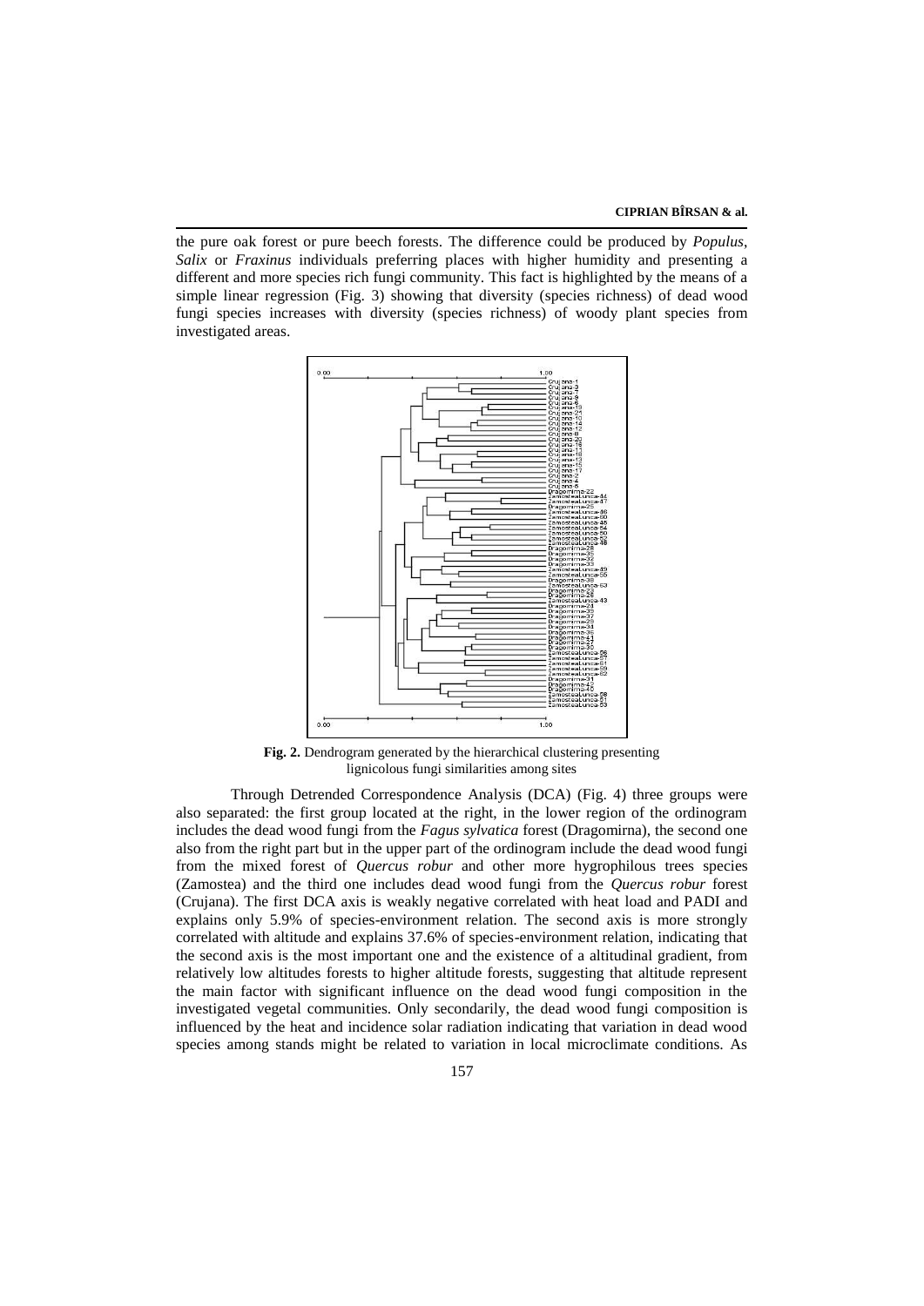the pure oak forest or pure beech forests. The difference could be produced by *Populus*, *Salix* or *Fraxinus* individuals preferring places with higher humidity and presenting a different and more species rich fungi community. This fact is highlighted by the means of a simple linear regression (Fig. 3) showing that diversity (species richness) of dead wood fungi species increases with diversity (species richness) of woody plant species from investigated areas.

**Fig. 2.** Dendrogram generated by the hierarchical clustering presenting lignicolous fungi similarities among sites

Through Detrended Correspondence Analysis (DCA) (Fig. 4) three groups were also separated: the first group located at the right, in the lower region of the ordinogram includes the dead wood fungi from the *Fagus sylvatica* forest (Dragomirna), the second one also from the right part but in the upper part of the ordinogram include the dead wood fungi from the mixed forest of *Quercus robur* and other more hygrophilous trees species (Zamostea) and the third one includes dead wood fungi from the *Quercus robur* forest (Crujana). The first DCA axis is weakly negative correlated with heat load and PADI and explains only 5.9% of species-environment relation. The second axis is more strongly correlated with altitude and explains 37.6% of species-environment relation, indicating that the second axis is the most important one and the existence of a altitudinal gradient, from relatively low altitudes forests to higher altitude forests, suggesting that altitude represent the main factor with significant influence on the dead wood fungi composition in the investigated vegetal communities. Only secondarily, the dead wood fungi composition is influenced by the heat and incidence solar radiation indicating that variation in dead wood species among stands might be related to variation in local microclimate conditions. As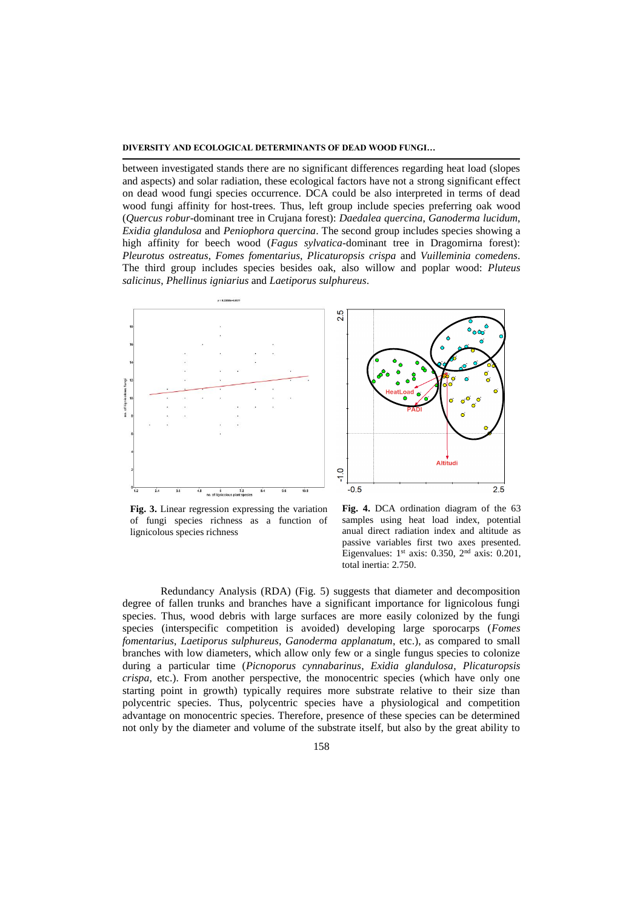between investigated stands there are no significant differences regarding heat load (slopes and aspects) and solar radiation, these ecological factors have not a strong significant effect on dead wood fungi species occurrence. DCA could be also interpreted in terms of dead wood fungi affinity for host-trees. Thus, left group include species preferring oak wood (*Quercus robur*-dominant tree in Crujana forest): *Daedalea quercina*, *Ganoderma lucidum*, *Exidia glandulosa* and *Peniophora quercina*. The second group includes species showing a high affinity for beech wood (*Fagus sylvatica*-dominant tree in Dragomirna forest): *Pleurotus ostreatus*, *Fomes fomentarius*, *Plicaturopsis crispa* and *Vuilleminia comedens*. The third group includes species besides oak, also willow and poplar wood: *Pluteus salicinus*, *Phellinus igniarius* and *Laetiporus sulphureus*.

**Fig. 3.** Linear regression expressing the variation of fungi species richness as a function of lignicolous species richness

**Fig. 4.** DCA ordination diagram of the 63 samples using heat load index, potential anual direct radiation index and altitude as passive variables first two axes presented. Eigenvalues: 1st axis: 0.350, 2nd axis: 0.201, total inertia: 2.750.

Redundancy Analysis (RDA) (Fig. 5) suggests that diameter and decomposition degree of fallen trunks and branches have a significant importance for lignicolous fungi species. Thus, wood debris with large surfaces are more easily colonized by the fungi species (interspecific competition is avoided) developing large sporocarps (*Fomes fomentarius*, *Laetiporus sulphureus*, *Ganoderma applanatum*, etc.), as compared to small branches with low diameters, which allow only few or a single fungus species to colonize during a particular time (*Picnoporus cynnabarinus*, *Exidia glandulosa*, *Plicaturopsis crispa*, etc.). From another perspective, the monocentric species (which have only one starting point in growth) typically requires more substrate relative to their size than polycentric species. Thus, polycentric species have a physiological and competition advantage on monocentric species. Therefore, presence of these species can be determined not only by the diameter and volume of the substrate itself, but also by the great ability to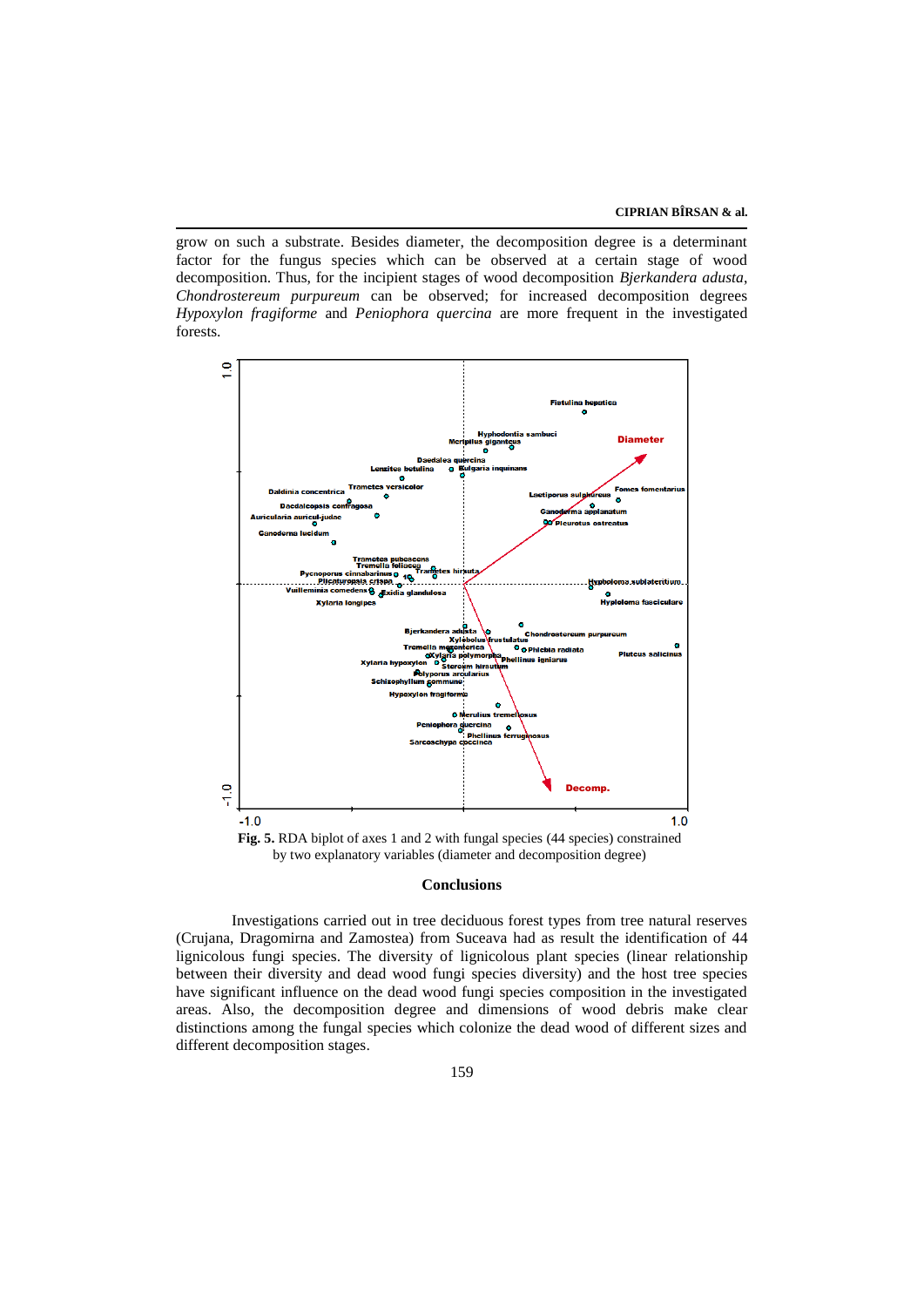grow on such a substrate. Besides diameter, the decomposition degree is a determinant factor for the fungus species which can be observed at a certain stage of wood decomposition. Thus, for the incipient stages of wood decomposition *Bjerkandera adusta*, *Chondrostereum purpureum* can be observed; for increased decomposition degrees *Hypoxylon fragiforme* and *Peniophora quercina* are more frequent in the investigated forests.

**Fig. 5.** RDA biplot of axes 1 and 2 with fungal species (44 species) constrained by two explanatory variables (diameter and decomposition degree)

## Conclusions

Investigations carried out in tree deciduous forest types from tree natural reserves (Crujana, Dragomirna and Zamostea) from Suceava had as result the identification of 44 lignicolous fungi species. The diversity of lignicolous plant species (linear relationship between their diversity and dead wood fungi species diversity) and the host tree species have significant influence on the dead wood fungi species composition in the investigated areas. Also, the decomposition degree and dimensions of wood debris make clear distinctions among the fungal species which colonize the dead wood of different sizes and different decomposition stages.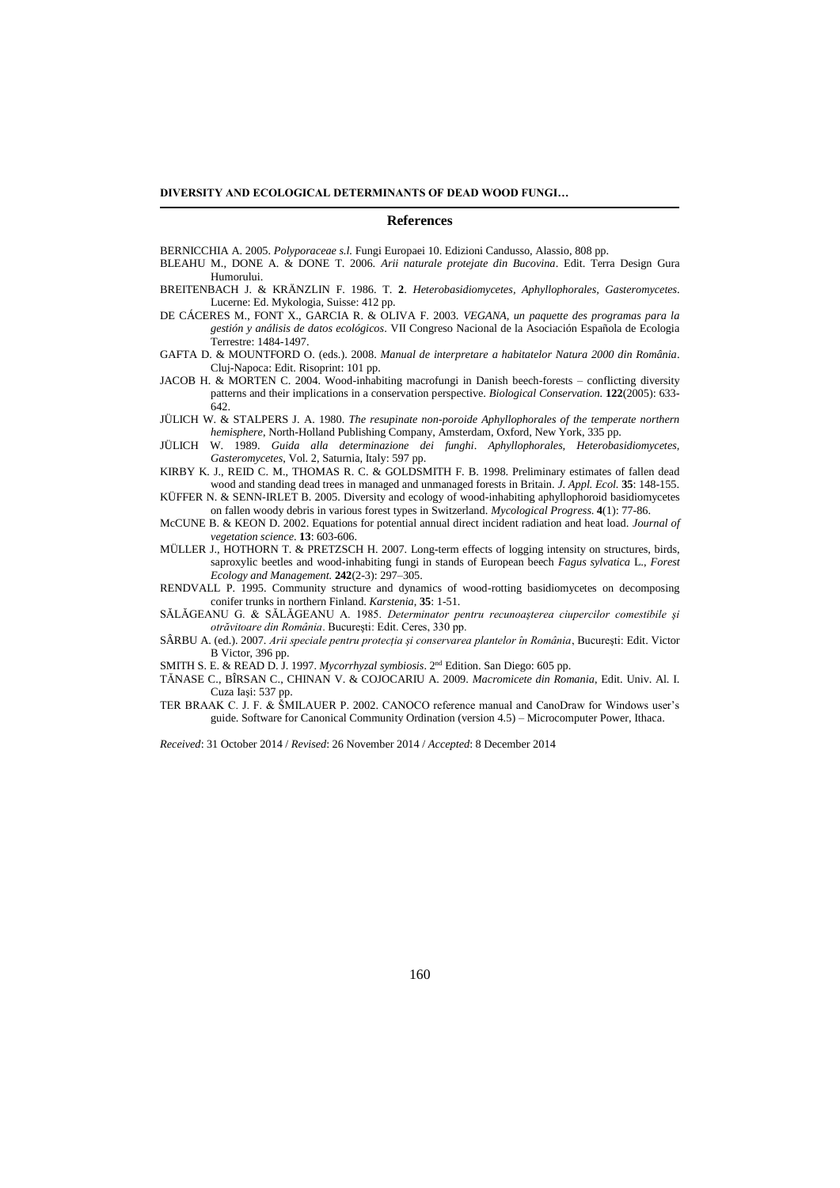## References

BERNICCHIA A. 2005. *Polyporaceae s.l.* Fungi Europaei 10. Edizioni Candusso, Alassio, 808 pp.

BLEAHU M., DONE A. & DONE T. 2006. *Arii naturale protejate din Bucovina*. Edit. Terra Design Gura Humorului.

BREITENBACH J. & KRÄNZLIN F. 1986. T. **2**. *Heterobasidiomycetes, Aphyllophorales, Gasteromycetes*. Lucerne: Ed. Mykologia, Suisse: 412 pp.

DE CÁCERES M., FONT X., GARCIA R. & OLIVA F. 2003. *VEGANA, un paquette des programas para la gestión y análisis de datos ecológicos*. VII Congreso Nacional de la Asociación Española de Ecologia Terrestre: 1484-1497.

GAFTA D. & MOUNTFORD O. (eds.). 2008. *Manual de interpretare a habitatelor Natura 2000 din România*. Cluj-Napoca: Edit. Risoprint: 101 pp.

JACOB H. & MORTEN C. 2004. Wood-inhabiting macrofungi in Danish beech-forests – conflicting diversity patterns and their implications in a conservation perspective. *Biological Conservation*. **122**(2005): 633-642.

JÜLICH W. & STALPERS J. A. 1980. *The resupinate non-poroide Aphyllophorales of the temperate northern hemisphere*, North-Holland Publishing Company, Amsterdam, Oxford, New York, 335 pp.

JÜLICH W. 1989. *Guida alla determinazione dei funghi*. *Aphyllophorales, Heterobasidiomycetes, Gasteromycetes*, Vol. 2, Saturnia, Italy: 597 pp.

KIRBY K. J., REID C. M., THOMAS R. C. & GOLDSMITH F. B. 1998. Preliminary estimates of fallen dead wood and standing dead trees in managed and unmanaged forests in Britain. *J. Appl. Ecol.* **35**: 148-155.

KÜFFER N. & SENN-IRLET B. 2005. Diversity and ecology of wood-inhabiting aphyllophoroid basidiomycetes on fallen woody debris in various forest types in Switzerland. *Mycological Progress*. **4**(1): 77-86.

McCUNE B. & KEON D. 2002. Equations for potential annual direct incident radiation and heat load. *Journal of vegetation science*. **13**: 603-606.

MÜLLER J., HOTHORN T. & PRETZSCH H. 2007. Long-term effects of logging intensity on structures, birds, saproxylic beetles and wood-inhabiting fungi in stands of European beech *Fagus sylvatica* L., *Forest Ecology and Management*. **242**(2-3): 297–305.

RENDVALL P. 1995. Community structure and dynamics of wood-rotting basidiomycetes on decomposing conifer trunks in northern Finland. *Karstenia*, **35**: 1-51.

SĂLĂGEANU G. & SĂLĂGEANU A. 1985. *Determinator pentru recunoaşterea ciupercilor comestibile şi otrăvitoare din România*. Bucureşti: Edit. Ceres, 330 pp.

SÂRBU A. (ed.). 2007. *Arii speciale pentru protecţia şi conservarea plantelor în România*, Bucureşti: Edit. Victor B Victor, 396 pp.

SMITH S. E. & READ D. J. 1997. *Mycorrhyzal symbiosis*. 2nd Edition. San Diego: 605 pp.

TĂNASE C., BÎRSAN C., CHINAN V. & COJOCARIU A. 2009. *Macromicete din Romania*, Edit. Univ. Al. I. Cuza Iaşi: 537 pp.

TER BRAAK C. J. F. & ŠMILAUER P. 2002. CANOCO reference manual and CanoDraw for Windows user's guide. Software for Canonical Community Ordination (version 4.5) – Microcomputer Power, Ithaca.

*Received*: 31 October 2014 / *Revised*: 26 November 2014 / *Accepted*: 8 December 2014